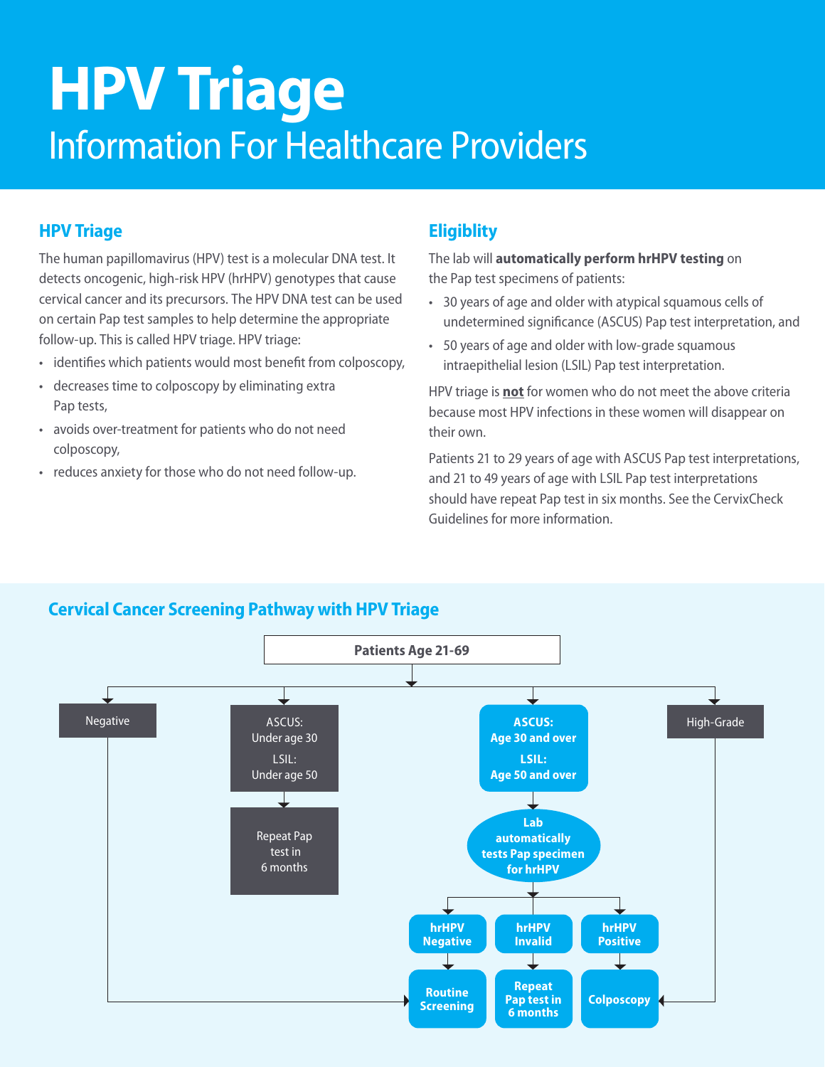# HPV Triage

## Information For Healthcare Providers

### HPV Triage

The human papillomavirus (HPV) test is a molecular DNA test. It detects oncogenic, high-risk HPV (hrHPV) genotypes that cause cervical cancer and its precursors. The HPV DNA test can be used on certain Pap test samples to help determine the appropriate follow-up. This is called HPV triage. HPV triage:

- identifies which patients would most benefit from colposcopy,
- decreases time to colposcopy by eliminating extra Pap tests,
- avoids over-treatment for patients who do not need colposcopy,
- reduces anxiety for those who do not need follow-up.

### Eligiblity

The lab will **automatically perform hrHPV testing** on the Pap test specimens of patients:

- 30 years of age and older with atypical squamous cells of undetermined significance (ASCUS) Pap test interpretation, and
- 50 years of age and older with low-grade squamous intraepithelial lesion (LSIL) Pap test interpretation.

HPV triage is **not** for women who do not meet the above criteria because most HPV infections in these women will disappear on their own.

Patients 21 to 29 years of age with ASCUS Pap test interpretations, and 21 to 49 years of age with LSIL Pap test interpretations should have repeat Pap test in six months. See the CervixCheck Guidelines for more information.

### Cervical Cancer Screening Pathway with HPV Triage

**Patients Age 21-69**

- Negative → Routine Screening
- ASCUS: Under age 30 / LSIL: Under age 50 → Repeat Pap test in 6 months
- **ASCUS: Age 30 and over / LSIL: Age 50 and over** → **Lab automatically tests Pap specimen for hrHPV**
  - **hrHPV Negative** → **Routine Screening**
  - **hrHPV Invalid** → **Repeat Pap test in 6 months**
  - **hrHPV Positive** → **Colposcopy**
- High-Grade → Colposcopy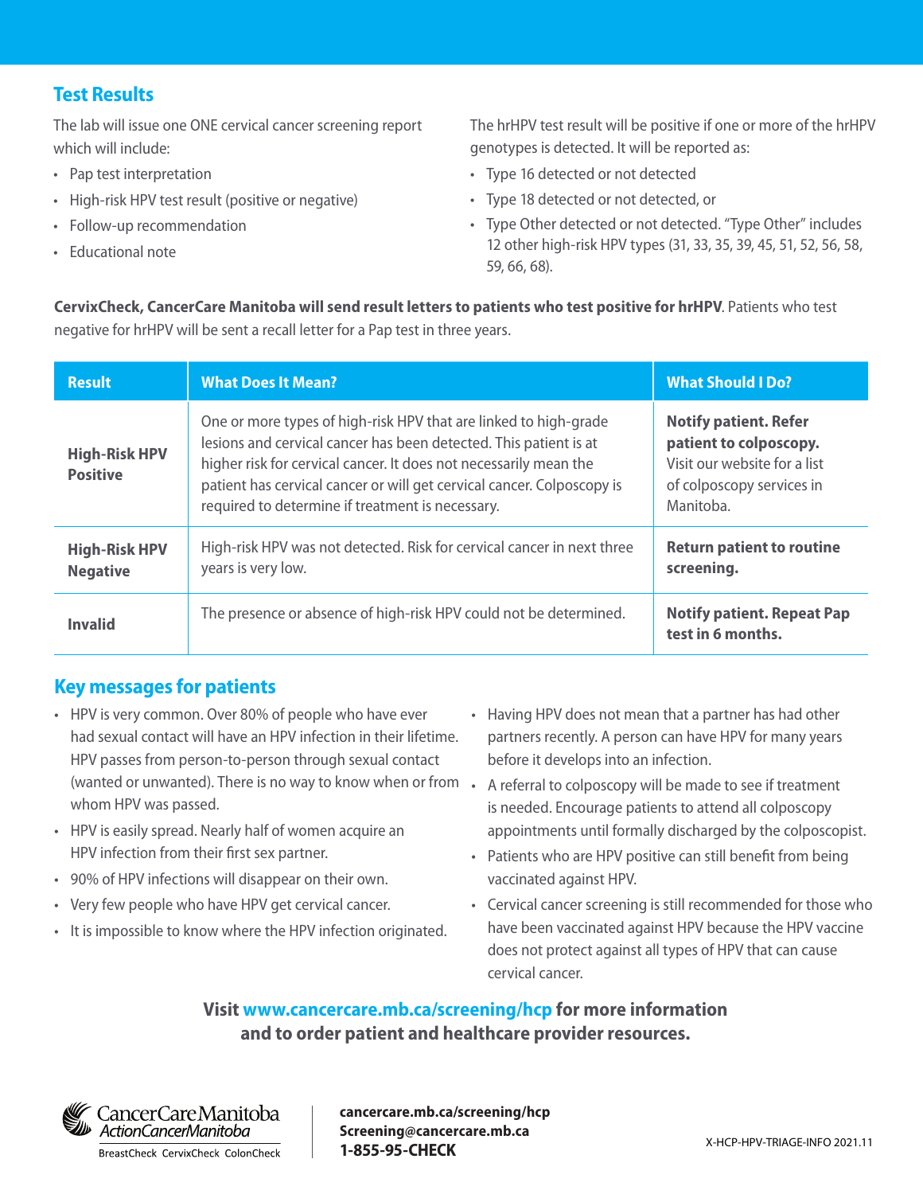## Test Results

The lab will issue one ONE cervical cancer screening report which will include:

- Pap test interpretation
- High-risk HPV test result (positive or negative)
- Follow-up recommendation
- Educational note

The hrHPV test result will be positive if one or more of the hrHPV genotypes is detected. It will be reported as:

- Type 16 detected or not detected
- Type 18 detected or not detected, or
- Type Other detected or not detected. "Type Other" includes 12 other high-risk HPV types (31, 33, 35, 39, 45, 51, 52, 56, 58, 59, 66, 68).

**CervixCheck, CancerCare Manitoba will send result letters to patients who test positive for hrHPV**. Patients who test negative for hrHPV will be sent a recall letter for a Pap test in three years.

| Result | What Does It Mean? | What Should I Do? |
|---|---|---|
| **High-Risk HPV Positive** | One or more types of high-risk HPV that are linked to high-grade lesions and cervical cancer has been detected. This patient is at higher risk for cervical cancer. It does not necessarily mean the patient has cervical cancer or will get cervical cancer. Colposcopy is required to determine if treatment is necessary. | **Notify patient. Refer patient to colposcopy.** Visit our website for a list of colposcopy services in Manitoba. |
| **High-Risk HPV Negative** | High-risk HPV was not detected. Risk for cervical cancer in next three years is very low. | **Return patient to routine screening.** |
| **Invalid** | The presence or absence of high-risk HPV could not be determined. | **Notify patient. Repeat Pap test in 6 months.** |

## Key messages for patients

- HPV is very common. Over 80% of people who have ever had sexual contact will have an HPV infection in their lifetime. HPV passes from person-to-person through sexual contact (wanted or unwanted). There is no way to know when or from whom HPV was passed.
- HPV is easily spread. Nearly half of women acquire an HPV infection from their first sex partner.
- 90% of HPV infections will disappear on their own.
- Very few people who have HPV get cervical cancer.
- It is impossible to know where the HPV infection originated.
- Having HPV does not mean that a partner has had other partners recently. A person can have HPV for many years before it develops into an infection.
- A referral to colposcopy will be made to see if treatment is needed. Encourage patients to attend all colposcopy appointments until formally discharged by the colposcopist.
- Patients who are HPV positive can still benefit from being vaccinated against HPV.
- Cervical cancer screening is still recommended for those who have been vaccinated against HPV because the HPV vaccine does not protect against all types of HPV that can cause cervical cancer.

**Visit www.cancercare.mb.ca/screening/hcp for more information and to order patient and healthcare provider resources.**

CancerCare Manitoba
ActionCancerManitoba
BreastCheck CervixCheck ColonCheck

**cancercare.mb.ca/screening/hcp**
**Screening@cancercare.mb.ca**
**1-855-95-CHECK**

X-HCP-HPV-TRIAGE-INFO 2021.11